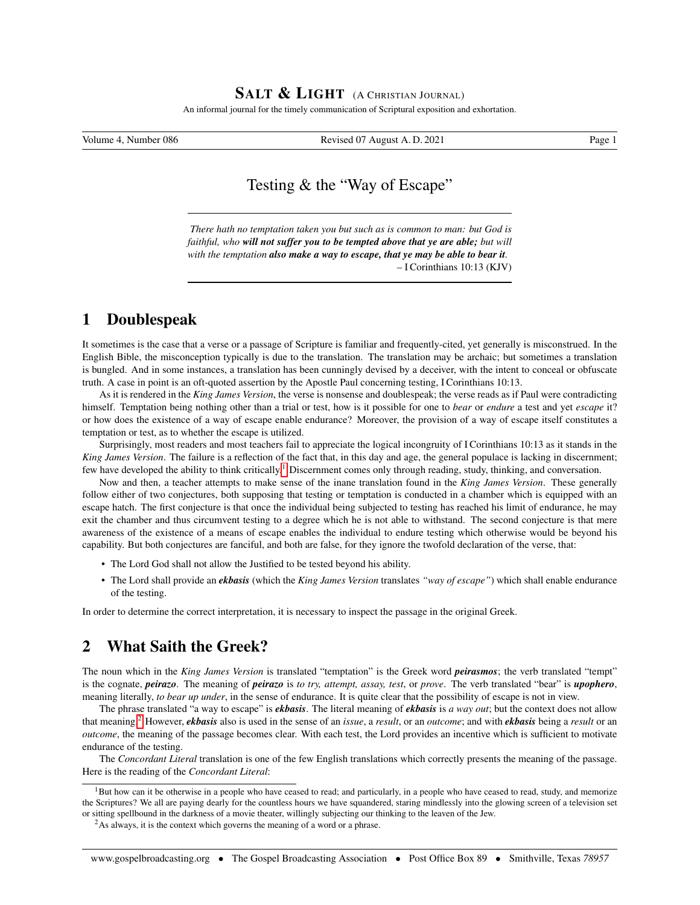# SALT & LIGHT (A CHRISTIAN JOURNAL)

An informal journal for the timely communication of Scriptural exposition and exhortation.

Volume 4, Number 086 — Revised 07 August A. D. 2021

## Testing & the "Way of Escape"

> *There hath no temptation taken you but such as is common to man: but God is faithful, who* ***will not suffer you to be tempted above that ye are able;*** *but will with the temptation* ***also make a way to escape, that ye may be able to bear it****.*
> – I Corinthians 10:13 (KJV)

## 1 Doublespeak

It sometimes is the case that a verse or a passage of Scripture is familiar and frequently-cited, yet generally is misconstrued. In the English Bible, the misconception typically is due to the translation. The translation may be archaic; but sometimes a translation is bungled. And in some instances, a translation has been cunningly devised by a deceiver, with the intent to conceal or obfuscate truth. A case in point is an oft-quoted assertion by the Apostle Paul concerning testing, I Corinthians 10:13.

As it is rendered in the *King James Version*, the verse is nonsense and doublespeak; the verse reads as if Paul were contradicting himself. Temptation being nothing other than a trial or test, how is it possible for one to *bear* or *endure* a test and yet *escape* it? or how does the existence of a way of escape enable endurance? Moreover, the provision of a way of escape itself constitutes a temptation or test, as to whether the escape is utilized.

Surprisingly, most readers and most teachers fail to appreciate the logical incongruity of I Corinthians 10:13 as it stands in the *King James Version*. The failure is a reflection of the fact that, in this day and age, the general populace is lacking in discernment; few have developed the ability to think critically.[1] Discernment comes only through reading, study, thinking, and conversation.

Now and then, a teacher attempts to make sense of the inane translation found in the *King James Version*. These generally follow either of two conjectures, both supposing that testing or temptation is conducted in a chamber which is equipped with an escape hatch. The first conjecture is that once the individual being subjected to testing has reached his limit of endurance, he may exit the chamber and thus circumvent testing to a degree which he is not able to withstand. The second conjecture is that mere awareness of the existence of a means of escape enables the individual to endure testing which otherwise would be beyond his capability. But both conjectures are fanciful, and both are false, for they ignore the twofold declaration of the verse, that:

- The Lord God shall not allow the Justified to be tested beyond his ability.
- The Lord shall provide an ***ekbasis*** (which the *King James Version* translates *"way of escape"*) which shall enable endurance of the testing.

In order to determine the correct interpretation, it is necessary to inspect the passage in the original Greek.

## 2 What Saith the Greek?

The noun which in the *King James Version* is translated "temptation" is the Greek word ***peirasmos***; the verb translated "tempt" is the cognate, ***peirazo***. The meaning of ***peirazo*** is *to try, attempt, assay, test*, or *prove*. The verb translated "bear" is ***upophero***, meaning literally, *to bear up under*, in the sense of endurance. It is quite clear that the possibility of escape is not in view.

The phrase translated "a way to escape" is ***ekbasis***. The literal meaning of ***ekbasis*** is *a way out*; but the context does not allow that meaning.[2] However, ***ekbasis*** also is used in the sense of an *issue*, a *result*, or an *outcome*; and with ***ekbasis*** being a *result* or an *outcome*, the meaning of the passage becomes clear. With each test, the Lord provides an incentive which is sufficient to motivate endurance of the testing.

The *Concordant Literal* translation is one of the few English translations which correctly presents the meaning of the passage. Here is the reading of the *Concordant Literal*:

---

[1] But how can it be otherwise in a people who have ceased to read; and particularly, in a people who have ceased to read, study, and memorize the Scriptures? We all are paying dearly for the countless hours we have squandered, staring mindlessly into the glowing screen of a television set or sitting spellbound in the darkness of a movie theater, willingly subjecting our thinking to the leaven of the Jew.

[2] As always, it is the context which governs the meaning of a word or a phrase.

www.gospelbroadcasting.org • The Gospel Broadcasting Association • Post Office Box 89 • Smithville, Texas *78957*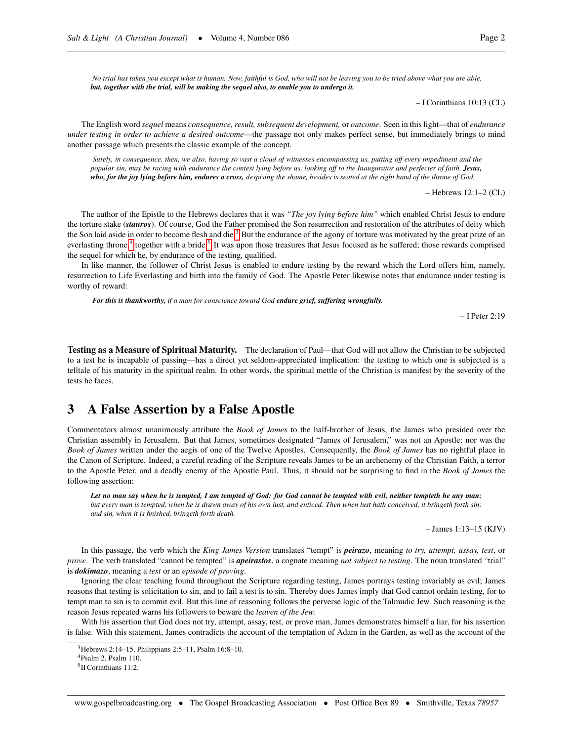> *No trial has taken you except what is human. Now, faithful is God, who will not be leaving you to be tried above what you are able,* ***but, together with the trial, will be making the sequel also, to enable you to undergo it.***
>
> – I Corinthians 10:13 (CL)

The English word *sequel* means *consequence, result, subsequent development,* or *outcome*. Seen in this light—that of *endurance under testing in order to achieve a desired outcome*—the passage not only makes perfect sense, but immediately brings to mind another passage which presents the classic example of the concept.

> *Surely, in consequence, then, we also, having so vast a cloud of witnesses encompassing us, putting off every impediment and the popular sin, may be racing with endurance the contest lying before us, looking off to the Inaugurator and perfecter of faith,* ***Jesus, who, for the joy lying before him, endures a cross,*** *despising the shame, besides is seated at the right hand of the throne of God.*
>
> – Hebrews 12:1–2 (CL)

The author of the Epistle to the Hebrews declares that it was *"The joy lying before him"* which enabled Christ Jesus to endure the torture stake (***stauros***). Of course, God the Father promised the Son resurrection and restoration of the attributes of deity which the Son laid aside in order to become flesh and die.[3] But the endurance of the agony of torture was motivated by the great prize of an everlasting throne,[4] together with a bride.[5] It was upon those treasures that Jesus focused as he suffered; those rewards comprised the sequel for which he, by endurance of the testing, qualified.

In like manner, the follower of Christ Jesus is enabled to endure testing by the reward which the Lord offers him, namely, resurrection to Life Everlasting and birth into the family of God. The Apostle Peter likewise notes that endurance under testing is worthy of reward:

> ***For this is thankworthy,*** *if a man for conscience toward God* ***endure grief, suffering wrongfully.***
>
> – I Peter 2:19

**Testing as a Measure of Spiritual Maturity.** The declaration of Paul—that God will not allow the Christian to be subjected to a test he is incapable of passing—has a direct yet seldom-appreciated implication: the testing to which one is subjected is a telltale of his maturity in the spiritual realm. In other words, the spiritual mettle of the Christian is manifest by the severity of the tests he faces.

## 3 A False Assertion by a False Apostle

Commentators almost unanimously attribute the *Book of James* to the half-brother of Jesus, the James who presided over the Christian assembly in Jerusalem. But that James, sometimes designated "James of Jerusalem," was not an Apostle; nor was the *Book of James* written under the aegis of one of the Twelve Apostles. Consequently, the *Book of James* has no rightful place in the Canon of Scripture. Indeed, a careful reading of the Scripture reveals James to be an archenemy of the Christian Faith, a terror to the Apostle Peter, and a deadly enemy of the Apostle Paul. Thus, it should not be surprising to find in the *Book of James* the following assertion:

> ***Let no man say when he is tempted, I am tempted of God: for God cannot be tempted with evil, neither tempteth he any man:*** *but every man is tempted, when he is drawn away of his own lust, and enticed. Then when lust hath conceived, it bringeth forth sin: and sin, when it is finished, bringeth forth death.*
>
> – James 1:13–15 (KJV)

In this passage, the verb which the *King James Version* translates "tempt" is ***peirazo***, meaning *to try, attempt, assay, test*, or *prove*. The verb translated "cannot be tempted" is ***apeirastos***, a cognate meaning *not subject to testing*. The noun translated "trial" is ***dokimazo***, meaning a *test* or an *episode of proving*.

Ignoring the clear teaching found throughout the Scripture regarding testing, James portrays testing invariably as evil; James reasons that testing is solicitation to sin, and to fail a test is to sin. Thereby does James imply that God cannot ordain testing, for to tempt man to sin is to commit evil. But this line of reasoning follows the perverse logic of the Talmudic Jew. Such reasoning is the reason Jesus repeated warns his followers to beware the *leaven of the Jew*.

With his assertion that God does not try, attempt, assay, test, or prove man, James demonstrates himself a liar, for his assertion is false. With this statement, James contradicts the account of the temptation of Adam in the Garden, as well as the account of the

---

[3] Hebrews 2:14–15, Philippians 2:5–11, Psalm 16:8–10.

[4] Psalm 2, Psalm 110.

[5] II Corinthians 11:2.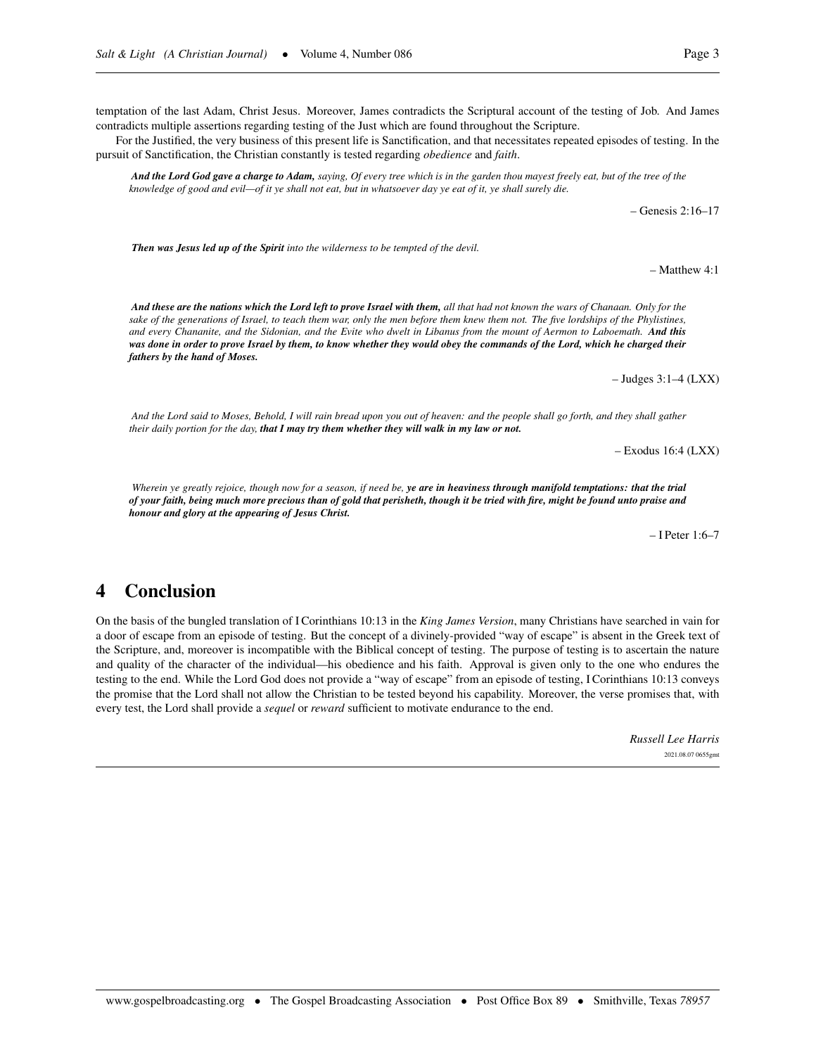temptation of the last Adam, Christ Jesus. Moreover, James contradicts the Scriptural account of the testing of Job. And James contradicts multiple assertions regarding testing of the Just which are found throughout the Scripture.

For the Justified, the very business of this present life is Sanctification, and that necessitates repeated episodes of testing. In the pursuit of Sanctification, the Christian constantly is tested regarding *obedience* and *faith*.

> ***And the Lord God gave a charge to Adam,*** *saying, Of every tree which is in the garden thou mayest freely eat, but of the tree of the knowledge of good and evil—of it ye shall not eat, but in whatsoever day ye eat of it, ye shall surely die.*
>
> – Genesis 2:16–17

> ***Then was Jesus led up of the Spirit*** *into the wilderness to be tempted of the devil.*
>
> – Matthew 4:1

> ***And these are the nations which the Lord left to prove Israel with them,*** *all that had not known the wars of Chanaan. Only for the sake of the generations of Israel, to teach them war, only the men before them knew them not. The five lordships of the Phylistines, and every Chananite, and the Sidonian, and the Evite who dwelt in Libanus from the mount of Aermon to Laboemath.* ***And this was done in order to prove Israel by them, to know whether they would obey the commands of the Lord, which he charged their fathers by the hand of Moses.***
>
> – Judges 3:1–4 (LXX)

> *And the Lord said to Moses, Behold, I will rain bread upon you out of heaven: and the people shall go forth, and they shall gather their daily portion for the day,* ***that I may try them whether they will walk in my law or not.***
>
> – Exodus 16:4 (LXX)

> *Wherein ye greatly rejoice, though now for a season, if need be,* ***ye are in heaviness through manifold temptations: that the trial of your faith, being much more precious than of gold that perisheth, though it be tried with fire, might be found unto praise and honour and glory at the appearing of Jesus Christ.***
>
> – I Peter 1:6–7

# 4 Conclusion

On the basis of the bungled translation of I Corinthians 10:13 in the *King James Version*, many Christians have searched in vain for a door of escape from an episode of testing. But the concept of a divinely-provided "way of escape" is absent in the Greek text of the Scripture, and, moreover is incompatible with the Biblical concept of testing. The purpose of testing is to ascertain the nature and quality of the character of the individual—his obedience and his faith. Approval is given only to the one who endures the testing to the end. While the Lord God does not provide a "way of escape" from an episode of testing, I Corinthians 10:13 conveys the promise that the Lord shall not allow the Christian to be tested beyond his capability. Moreover, the verse promises that, with every test, the Lord shall provide a *sequel* or *reward* sufficient to motivate endurance to the end.

*Russell Lee Harris*

2021.08.07 0655gmt